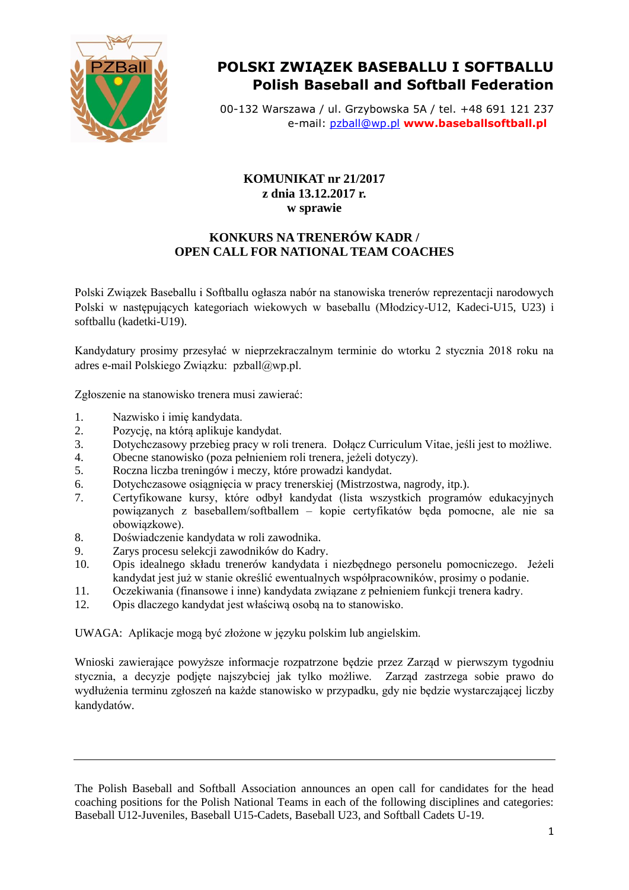# POLSKI ZWIĄZEK BASEBALLU I SOFTBALLU
## Polish Baseball and Softball Federation

00-132 Warszawa / ul. Grzybowska 5A / tel. +48 691 121 237
e-mail: pzball@wp.pl **www.baseballsoftball.pl**

**KOMUNIKAT nr 21/2017**
**z dnia 13.12.2017 r.**
**w sprawie**

**KONKURS NA TRENERÓW KADR /**
**OPEN CALL FOR NATIONAL TEAM COACHES**

Polski Związek Baseballu i Softballu ogłasza nabór na stanowiska trenerów reprezentacji narodowych Polski w następujących kategoriach wiekowych w baseballu (Młodzicy-U12, Kadeci-U15, U23) i softballu (kadetki-U19).

Kandydatury prosimy przesyłać w nieprzekraczalnym terminie do wtorku 2 stycznia 2018 roku na adres e-mail Polskiego Związku: pzball@wp.pl.

Zgłoszenie na stanowisko trenera musi zawierać:

1. Nazwisko i imię kandydata.
2. Pozycję, na którą aplikuje kandydat.
3. Dotychczasowy przebieg pracy w roli trenera. Dołącz Curriculum Vitae, jeśli jest to możliwe.
4. Obecne stanowisko (poza pełnieniem roli trenera, jeżeli dotyczy).
5. Roczna liczba treningów i meczy, które prowadzi kandydat.
6. Dotychczasowe osiągnięcia w pracy trenerskiej (Mistrzostwa, nagrody, itp.).
7. Certyfikowane kursy, które odbył kandydat (lista wszystkich programów edukacyjnych powiązanych z baseballem/softballem – kopie certyfikatów będa pomocne, ale nie sa obowiązkowe).
8. Doświadczenie kandydata w roli zawodnika.
9. Zarys procesu selekcji zawodników do Kadry.
10. Opis idealnego składu trenerów kandydata i niezbędnego personelu pomocniczego. Jeżeli kandydat jest już w stanie określić ewentualnych współpracowników, prosimy o podanie.
11. Oczekiwania (finansowe i inne) kandydata związane z pełnieniem funkcji trenera kadry.
12. Opis dlaczego kandydat jest właściwą osobą na to stanowisko.

UWAGA: Aplikacje mogą być złożone w języku polskim lub angielskim.

Wnioski zawierające powyższe informacje rozpatrzone będzie przez Zarząd w pierwszym tygodniu stycznia, a decyzje podjęte najszybciej jak tylko możliwe. Zarząd zastrzega sobie prawo do wydłużenia terminu zgłoszeń na każde stanowisko w przypadku, gdy nie będzie wystarczającej liczby kandydatów.

---

The Polish Baseball and Softball Association announces an open call for candidates for the head coaching positions for the Polish National Teams in each of the following disciplines and categories: Baseball U12-Juveniles, Baseball U15-Cadets, Baseball U23, and Softball Cadets U-19.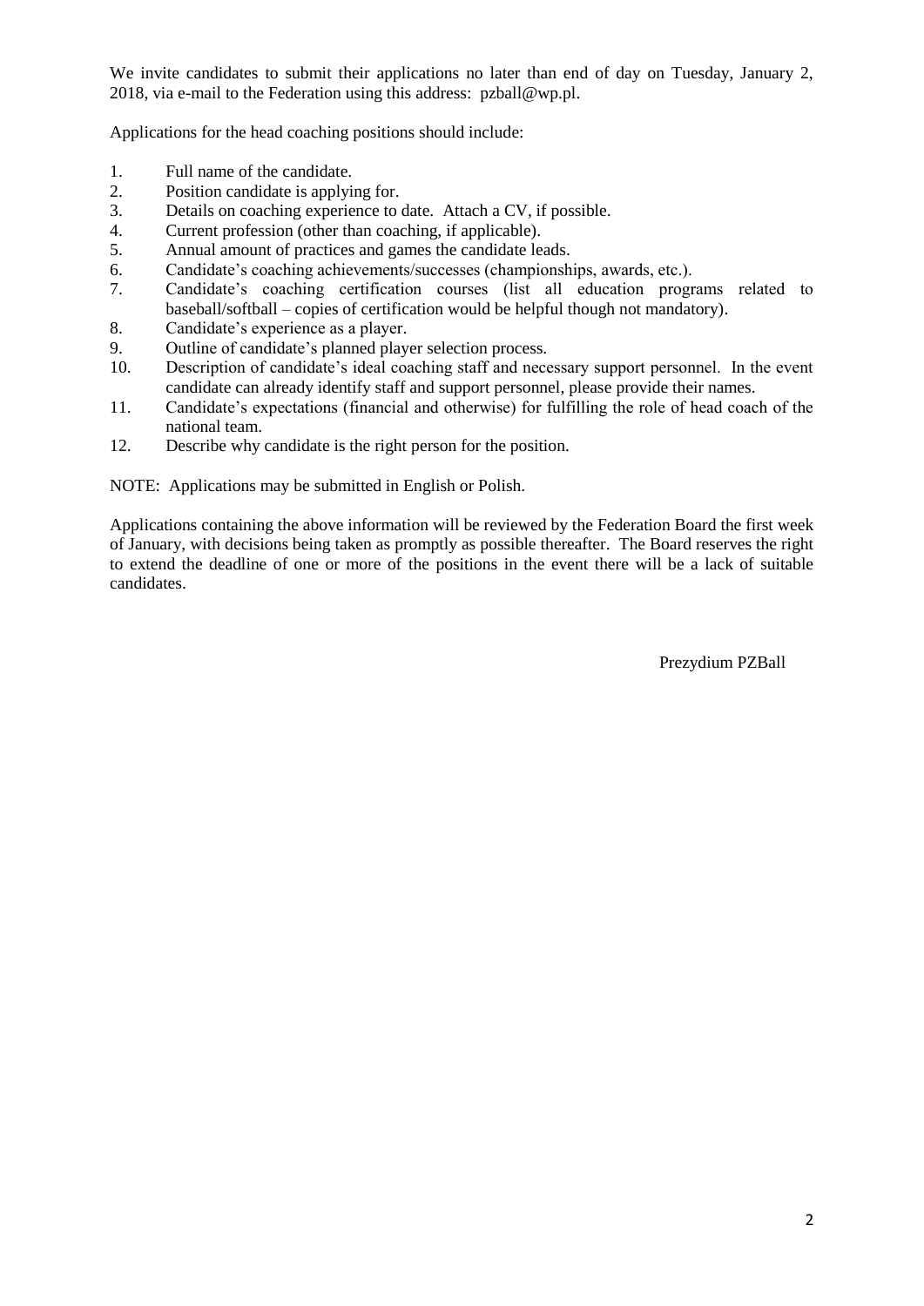We invite candidates to submit their applications no later than end of day on Tuesday, January 2, 2018, via e-mail to the Federation using this address: pzball@wp.pl.

Applications for the head coaching positions should include:

1. Full name of the candidate.
2. Position candidate is applying for.
3. Details on coaching experience to date. Attach a CV, if possible.
4. Current profession (other than coaching, if applicable).
5. Annual amount of practices and games the candidate leads.
6. Candidate's coaching achievements/successes (championships, awards, etc.).
7. Candidate's coaching certification courses (list all education programs related to baseball/softball – copies of certification would be helpful though not mandatory).
8. Candidate's experience as a player.
9. Outline of candidate's planned player selection process.
10. Description of candidate's ideal coaching staff and necessary support personnel. In the event candidate can already identify staff and support personnel, please provide their names.
11. Candidate's expectations (financial and otherwise) for fulfilling the role of head coach of the national team.
12. Describe why candidate is the right person for the position.

NOTE: Applications may be submitted in English or Polish.

Applications containing the above information will be reviewed by the Federation Board the first week of January, with decisions being taken as promptly as possible thereafter. The Board reserves the right to extend the deadline of one or more of the positions in the event there will be a lack of suitable candidates.

Prezydium PZBall